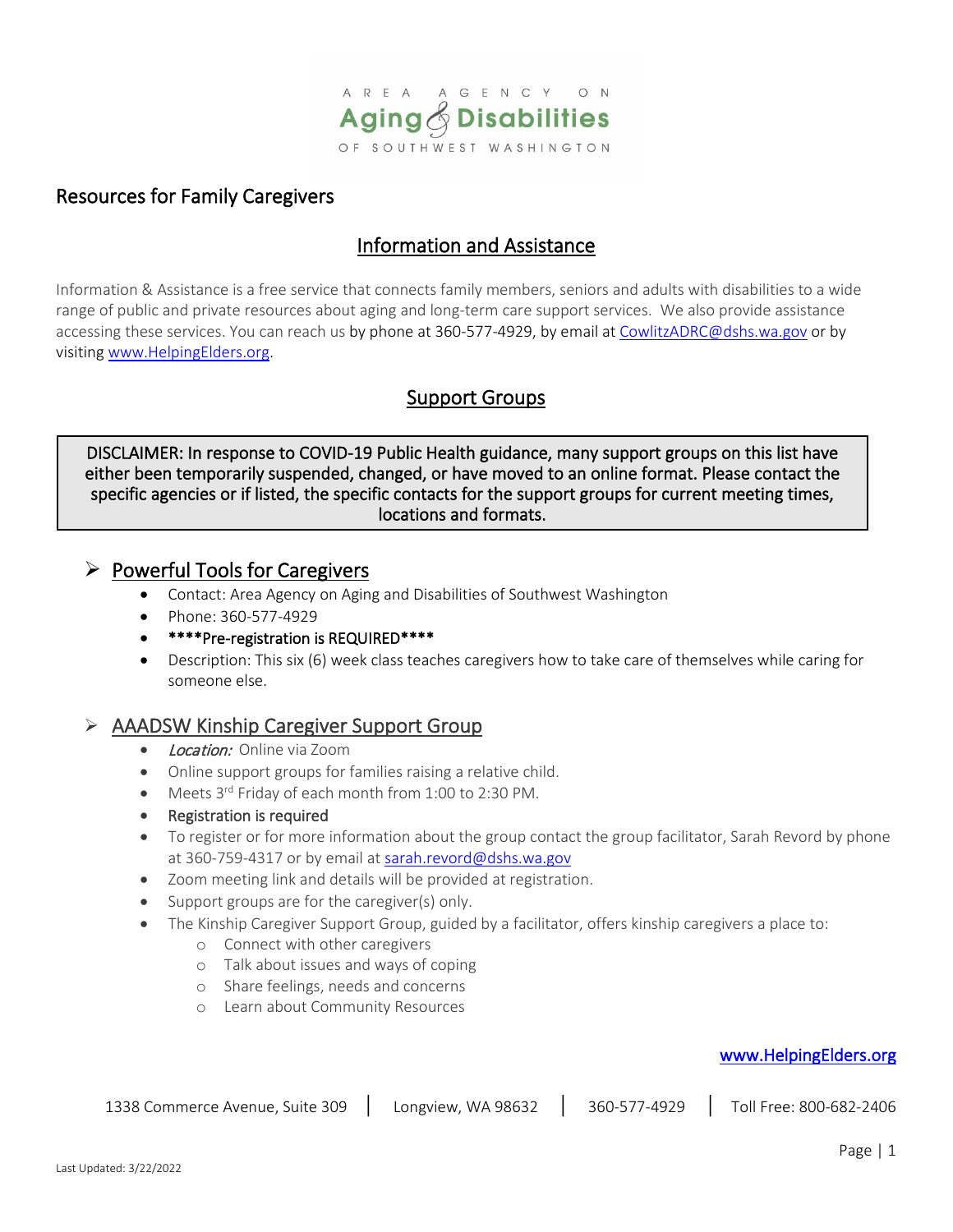AREA AGENCY ON **Aging & Disabilities** OF SOUTHWEST WASHINGTON

# Resources for Family Caregivers

## Information and Assistance

Information & Assistance is a free service that connects family members, seniors and adults with disabilities to a wide range of public and private resources about aging and long-term care support services. We also provide assistance accessing these services. You can reach us by phone at 360-577-4929, by email at CowlitzADRC@dshs.wa.gov or by visiting www.HelpingElders.org.

## Support Groups

> DISCLAIMER: In response to COVID-19 Public Health guidance, many support groups on this list have either been temporarily suspended, changed, or have moved to an online format. Please contact the specific agencies or if listed, the specific contacts for the support groups for current meeting times, locations and formats.

### Powerful Tools for Caregivers

- Contact: Area Agency on Aging and Disabilities of Southwest Washington
- Phone: 360-577-4929
- **\*\*\*\*Pre-registration is REQUIRED\*\*\*\***
- Description: This six (6) week class teaches caregivers how to take care of themselves while caring for someone else.

### AAADSW Kinship Caregiver Support Group

- *Location:* Online via Zoom
- Online support groups for families raising a relative child.
- Meets 3rd Friday of each month from 1:00 to 2:30 PM.
- Registration is required
- To register or for more information about the group contact the group facilitator, Sarah Revord by phone at 360-759-4317 or by email at sarah.revord@dshs.wa.gov
- Zoom meeting link and details will be provided at registration.
- Support groups are for the caregiver(s) only.
- The Kinship Caregiver Support Group, guided by a facilitator, offers kinship caregivers a place to:
  - Connect with other caregivers
  - Talk about issues and ways of coping
  - Share feelings, needs and concerns
  - Learn about Community Resources

www.HelpingElders.org

1338 Commerce Avenue, Suite 309 | Longview, WA 98632 | 360-577-4929 | Toll Free: 800-682-2406

Last Updated: 3/22/2022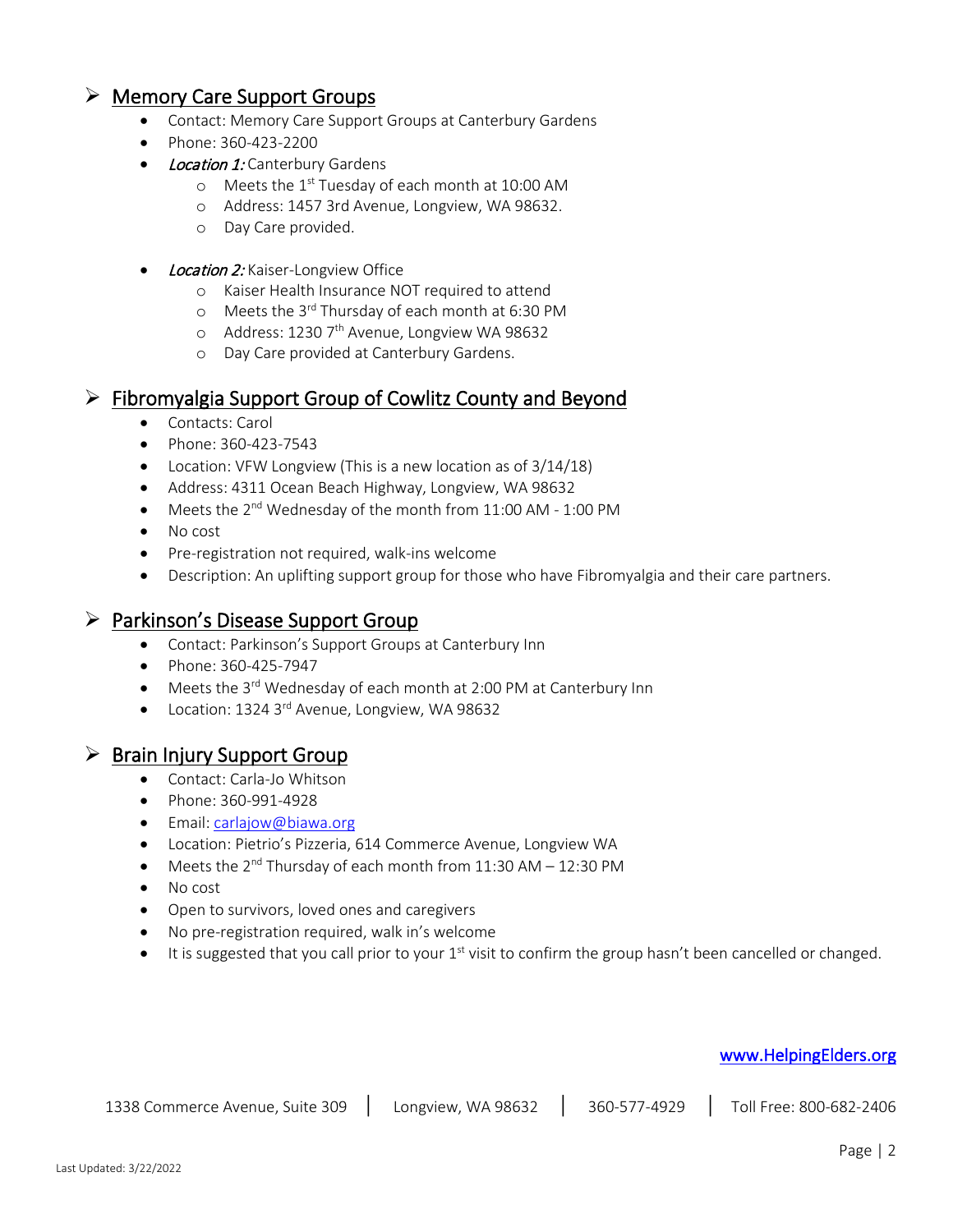## Memory Care Support Groups

- Contact: Memory Care Support Groups at Canterbury Gardens
- Phone: 360-423-2200
- *Location 1:* Canterbury Gardens
    - Meets the 1st Tuesday of each month at 10:00 AM
    - Address: 1457 3rd Avenue, Longview, WA 98632.
    - Day Care provided.

- *Location 2:* Kaiser-Longview Office
    - Kaiser Health Insurance NOT required to attend
    - Meets the 3rd Thursday of each month at 6:30 PM
    - Address: 1230 7th Avenue, Longview WA 98632
    - Day Care provided at Canterbury Gardens.

## Fibromyalgia Support Group of Cowlitz County and Beyond

- Contacts: Carol
- Phone: 360-423-7543
- Location: VFW Longview (This is a new location as of 3/14/18)
- Address: 4311 Ocean Beach Highway, Longview, WA 98632
- Meets the 2nd Wednesday of the month from 11:00 AM - 1:00 PM
- No cost
- Pre-registration not required, walk-ins welcome
- Description: An uplifting support group for those who have Fibromyalgia and their care partners.

## Parkinson's Disease Support Group

- Contact: Parkinson's Support Groups at Canterbury Inn
- Phone: 360-425-7947
- Meets the 3rd Wednesday of each month at 2:00 PM at Canterbury Inn
- Location: 1324 3rd Avenue, Longview, WA 98632

## Brain Injury Support Group

- Contact: Carla-Jo Whitson
- Phone: 360-991-4928
- Email: carlajow@biawa.org
- Location: Pietrio's Pizzeria, 614 Commerce Avenue, Longview WA
- Meets the 2nd Thursday of each month from 11:30 AM – 12:30 PM
- No cost
- Open to survivors, loved ones and caregivers
- No pre-registration required, walk in's welcome
- It is suggested that you call prior to your 1st visit to confirm the group hasn't been cancelled or changed.

www.HelpingElders.org

1338 Commerce Avenue, Suite 309 | Longview, WA 98632 | 360-577-4929 | Toll Free: 800-682-2406

Last Updated: 3/22/2022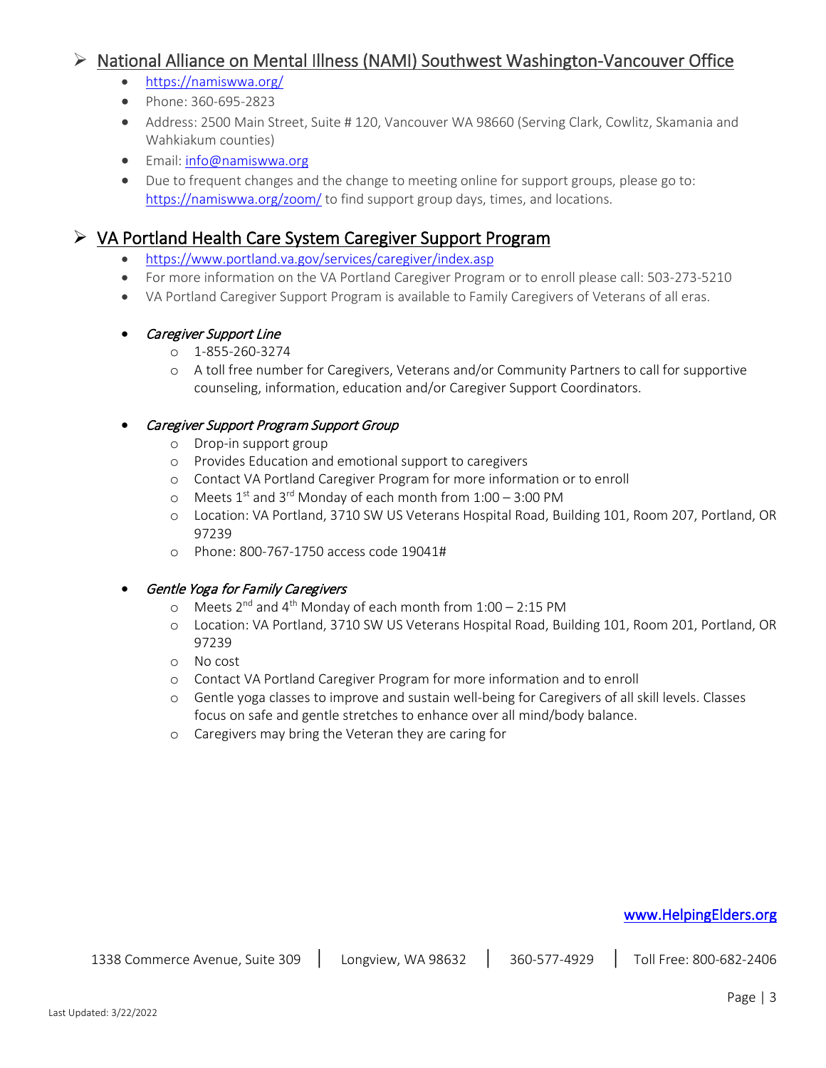## National Alliance on Mental Illness (NAMI) Southwest Washington-Vancouver Office

- https://namiswwa.org/
- Phone: 360-695-2823
- Address: 2500 Main Street, Suite # 120, Vancouver WA 98660 (Serving Clark, Cowlitz, Skamania and Wahkiakum counties)
- Email: info@namiswwa.org
- Due to frequent changes and the change to meeting online for support groups, please go to: https://namiswwa.org/zoom/ to find support group days, times, and locations.

## VA Portland Health Care System Caregiver Support Program

- https://www.portland.va.gov/services/caregiver/index.asp
- For more information on the VA Portland Caregiver Program or to enroll please call: 503-273-5210
- VA Portland Caregiver Support Program is available to Family Caregivers of Veterans of all eras.

- *Caregiver Support Line*
    - 1-855-260-3274
    - A toll free number for Caregivers, Veterans and/or Community Partners to call for supportive counseling, information, education and/or Caregiver Support Coordinators.

- *Caregiver Support Program Support Group*
    - Drop-in support group
    - Provides Education and emotional support to caregivers
    - Contact VA Portland Caregiver Program for more information or to enroll
    - Meets 1st and 3rd Monday of each month from 1:00 – 3:00 PM
    - Location: VA Portland, 3710 SW US Veterans Hospital Road, Building 101, Room 207, Portland, OR 97239
    - Phone: 800-767-1750 access code 19041#

- *Gentle Yoga for Family Caregivers*
    - Meets 2nd and 4th Monday of each month from 1:00 – 2:15 PM
    - Location: VA Portland, 3710 SW US Veterans Hospital Road, Building 101, Room 201, Portland, OR 97239
    - No cost
    - Contact VA Portland Caregiver Program for more information and to enroll
    - Gentle yoga classes to improve and sustain well-being for Caregivers of all skill levels. Classes focus on safe and gentle stretches to enhance over all mind/body balance.
    - Caregivers may bring the Veteran they are caring for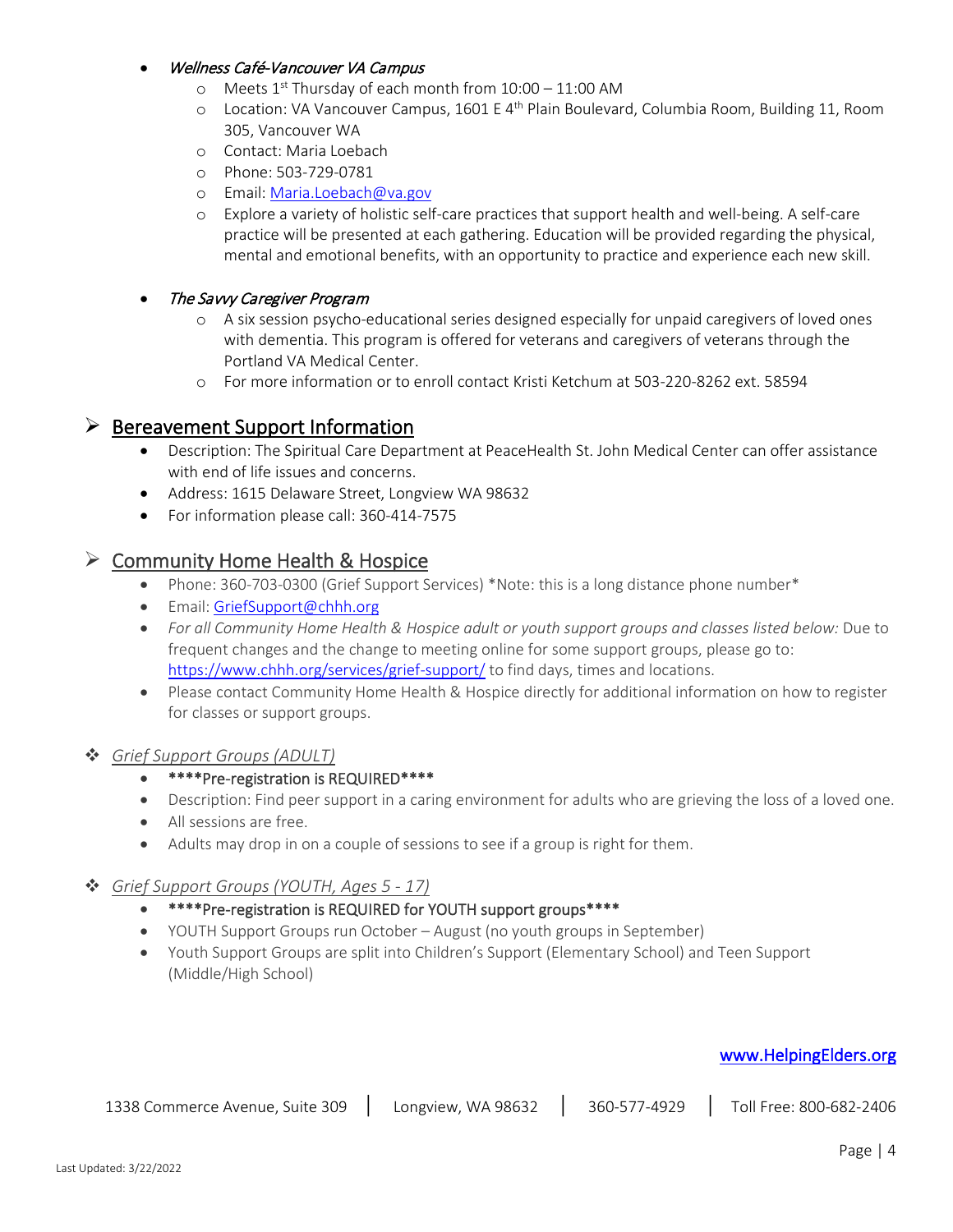- *Wellness Café-Vancouver VA Campus*
    - Meets 1st Thursday of each month from 10:00 – 11:00 AM
    - Location: VA Vancouver Campus, 1601 E 4th Plain Boulevard, Columbia Room, Building 11, Room 305, Vancouver WA
    - Contact: Maria Loebach
    - Phone: 503-729-0781
    - Email: [Maria.Loebach@va.gov](mailto:Maria.Loebach@va.gov)
    - Explore a variety of holistic self-care practices that support health and well-being. A self-care practice will be presented at each gathering. Education will be provided regarding the physical, mental and emotional benefits, with an opportunity to practice and experience each new skill.

- *The Savvy Caregiver Program*
    - A six session psycho-educational series designed especially for unpaid caregivers of loved ones with dementia. This program is offered for veterans and caregivers of veterans through the Portland VA Medical Center.
    - For more information or to enroll contact Kristi Ketchum at 503-220-8262 ext. 58594

## Bereavement Support Information

- Description: The Spiritual Care Department at PeaceHealth St. John Medical Center can offer assistance with end of life issues and concerns.
- Address: 1615 Delaware Street, Longview WA 98632
- For information please call: 360-414-7575

## Community Home Health & Hospice

- Phone: 360-703-0300 (Grief Support Services) *Note: this is a long distance phone number*
- Email: [GriefSupport@chhh.org](mailto:GriefSupport@chhh.org)
- *For all Community Home Health & Hospice adult or youth support groups and classes listed below:* Due to frequent changes and the change to meeting online for some support groups, please go to: [https://www.chhh.org/services/grief-support/](https://www.chhh.org/services/grief-support/) to find days, times and locations.
- Please contact Community Home Health & Hospice directly for additional information on how to register for classes or support groups.

### *Grief Support Groups (ADULT)*

- ****Pre-registration is REQUIRED****
- Description: Find peer support in a caring environment for adults who are grieving the loss of a loved one.
- All sessions are free.
- Adults may drop in on a couple of sessions to see if a group is right for them.

### *Grief Support Groups (YOUTH, Ages 5 - 17)*

- ****Pre-registration is REQUIRED for YOUTH support groups****
- YOUTH Support Groups run October – August (no youth groups in September)
- Youth Support Groups are split into Children's Support (Elementary School) and Teen Support (Middle/High School)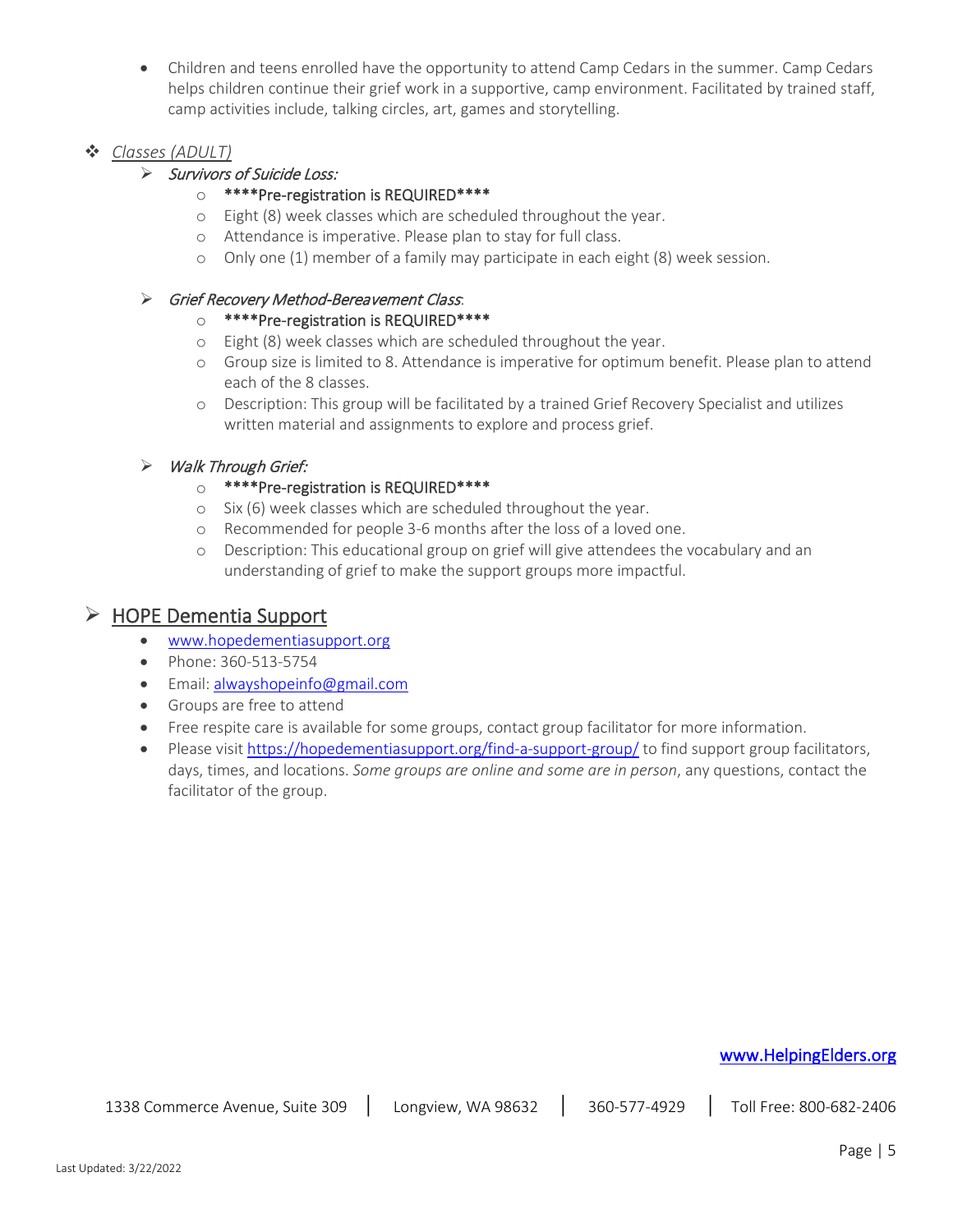- Children and teens enrolled have the opportunity to attend Camp Cedars in the summer. Camp Cedars helps children continue their grief work in a supportive, camp environment. Facilitated by trained staff, camp activities include, talking circles, art, games and storytelling.

- *Classes (ADULT)*
  - *Survivors of Suicide Loss:*
    - ****Pre-registration is REQUIRED****
    - Eight (8) week classes which are scheduled throughout the year.
    - Attendance is imperative. Please plan to stay for full class.
    - Only one (1) member of a family may participate in each eight (8) week session.

  - *Grief Recovery Method-Bereavement Class*:
    - ****Pre-registration is REQUIRED****
    - Eight (8) week classes which are scheduled throughout the year.
    - Group size is limited to 8. Attendance is imperative for optimum benefit. Please plan to attend each of the 8 classes.
    - Description: This group will be facilitated by a trained Grief Recovery Specialist and utilizes written material and assignments to explore and process grief.

  - *Walk Through Grief:*
    - ****Pre-registration is REQUIRED****
    - Six (6) week classes which are scheduled throughout the year.
    - Recommended for people 3-6 months after the loss of a loved one.
    - Description: This educational group on grief will give attendees the vocabulary and an understanding of grief to make the support groups more impactful.

## HOPE Dementia Support

- www.hopedementiasupport.org
- Phone: 360-513-5754
- Email: alwayshopeinfo@gmail.com
- Groups are free to attend
- Free respite care is available for some groups, contact group facilitator for more information.
- Please visit https://hopedementiasupport.org/find-a-support-group/ to find support group facilitators, days, times, and locations. *Some groups are online and some are in person*, any questions, contact the facilitator of the group.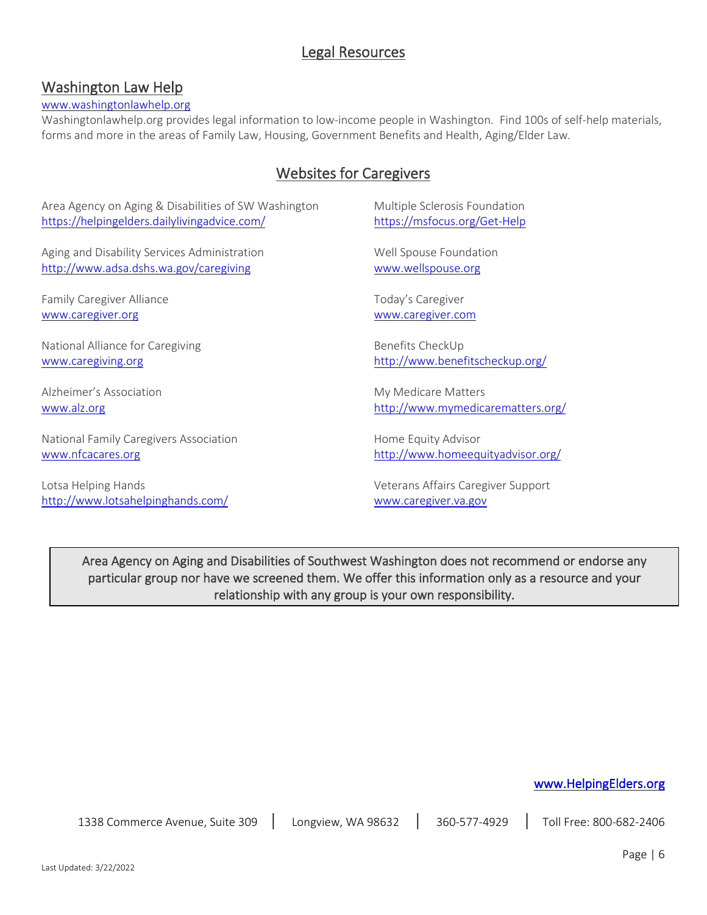## Legal Resources

### Washington Law Help

www.washingtonlawhelp.org

Washingtonlawhelp.org provides legal information to low-income people in Washington. Find 100s of self-help materials, forms and more in the areas of Family Law, Housing, Government Benefits and Health, Aging/Elder Law.

## Websites for Caregivers

Area Agency on Aging & Disabilities of SW Washington
https://helpingelders.dailylivingadvice.com/

Aging and Disability Services Administration
http://www.adsa.dshs.wa.gov/caregiving

Family Caregiver Alliance
www.caregiver.org

National Alliance for Caregiving
www.caregiving.org

Alzheimer's Association
www.alz.org

National Family Caregivers Association
www.nfcacares.org

Lotsa Helping Hands
http://www.lotsahelpinghands.com/

Multiple Sclerosis Foundation
https://msfocus.org/Get-Help

Well Spouse Foundation
www.wellspouse.org

Today's Caregiver
www.caregiver.com

Benefits CheckUp
http://www.benefitscheckup.org/

My Medicare Matters
http://www.mymedicarematters.org/

Home Equity Advisor
http://www.homeequityadvisor.org/

Veterans Affairs Caregiver Support
www.caregiver.va.gov

Area Agency on Aging and Disabilities of Southwest Washington does not recommend or endorse any particular group nor have we screened them. We offer this information only as a resource and your relationship with any group is your own responsibility.

www.HelpingElders.org

1338 Commerce Avenue, Suite 309 | Longview, WA 98632 | 360-577-4929 | Toll Free: 800-682-2406

Last Updated: 3/22/2022